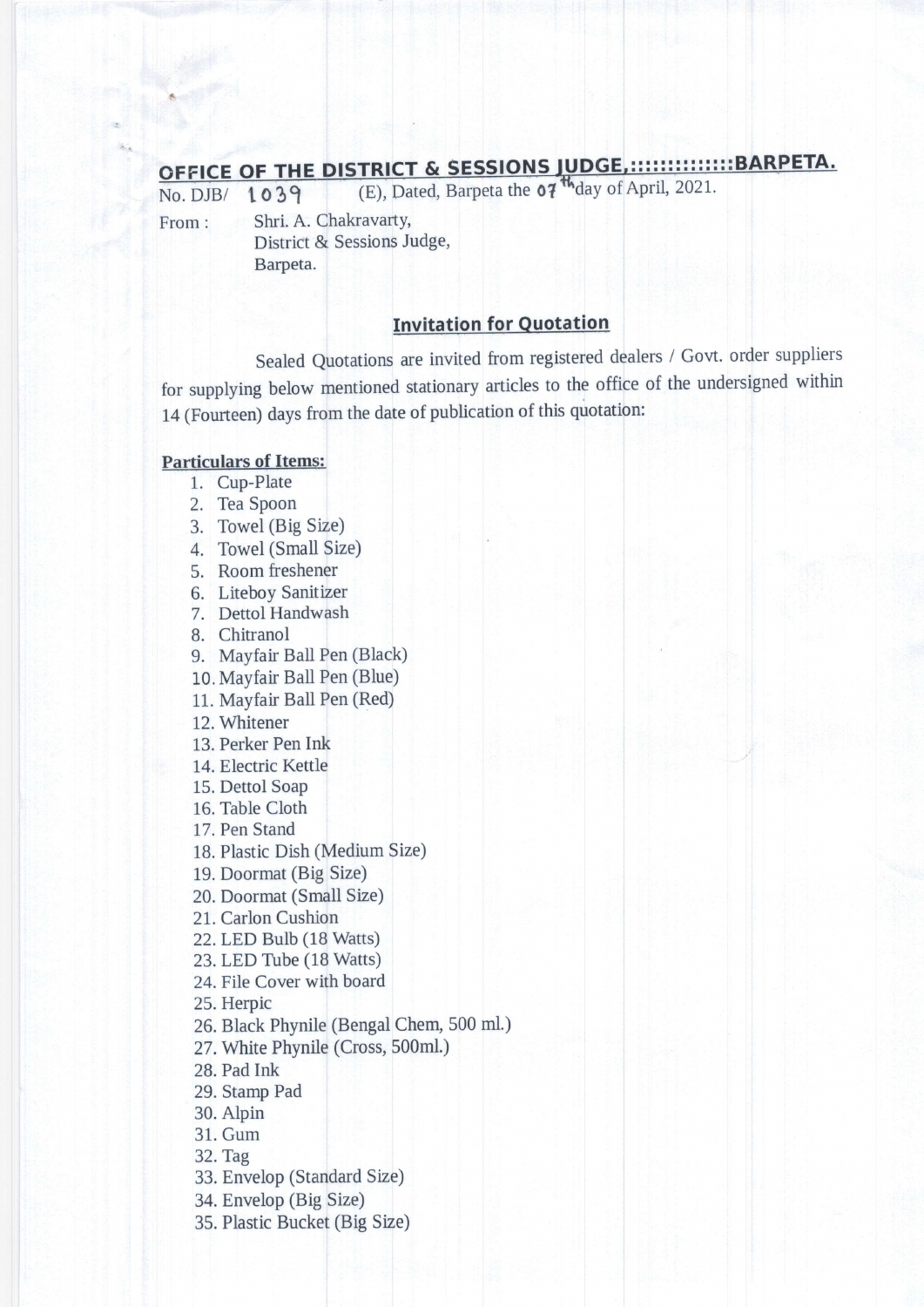## OFFICE OF THE DISTRICT & SESSIONS JUDGE,:::::::::::::BARPETA.

No. DJB/ 1039 (E), Dated, Barpeta the 07th day of April, 2021.

From : Shri. A. Chakravarty,
District & Sessions Judge,
Barpeta.

### Invitation for Quotation

Sealed Quotations are invited from registered dealers / Govt. order suppliers for supplying below mentioned stationary articles to the office of the undersigned within 14 (Fourteen) days from the date of publication of this quotation:

**Particulars of Items:**

1. Cup-Plate
2. Tea Spoon
3. Towel (Big Size)
4. Towel (Small Size)
5. Room freshener
6. Liteboy Sanitizer
7. Dettol Handwash
8. Chitranol
9. Mayfair Ball Pen (Black)
10. Mayfair Ball Pen (Blue)
11. Mayfair Ball Pen (Red)
12. Whitener
13. Perker Pen Ink
14. Electric Kettle
15. Dettol Soap
16. Table Cloth
17. Pen Stand
18. Plastic Dish (Medium Size)
19. Doormat (Big Size)
20. Doormat (Small Size)
21. Carlon Cushion
22. LED Bulb (18 Watts)
23. LED Tube (18 Watts)
24. File Cover with board
25. Herpic
26. Black Phynile (Bengal Chem, 500 ml.)
27. White Phynile (Cross, 500ml.)
28. Pad Ink
29. Stamp Pad
30. Alpin
31. Gum
32. Tag
33. Envelop (Standard Size)
34. Envelop (Big Size)
35. Plastic Bucket (Big Size)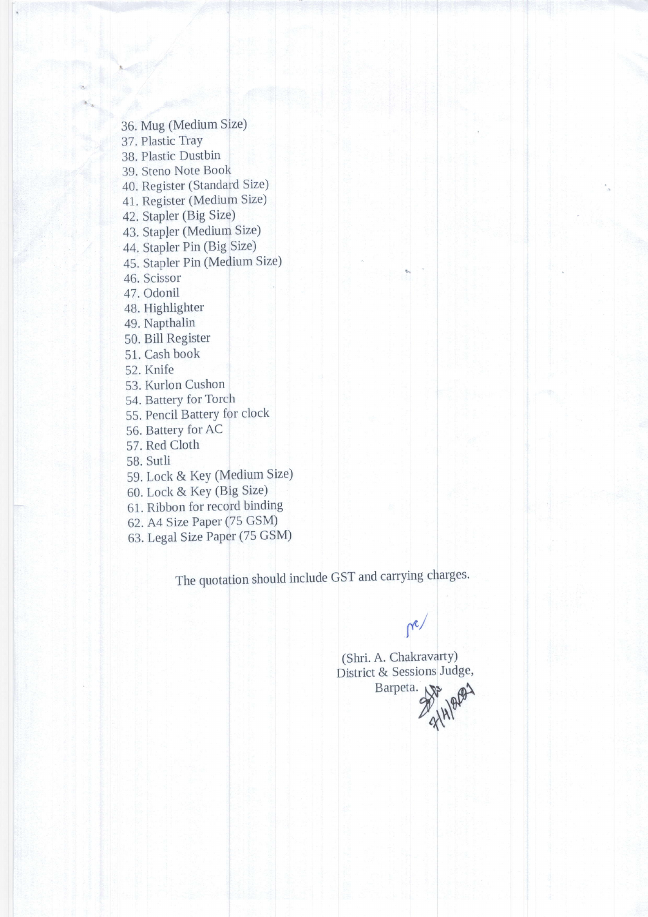36. Mug (Medium Size)
37. Plastic Tray
38. Plastic Dustbin
39. Steno Note Book
40. Register (Standard Size)
41. Register (Medium Size)
42. Stapler (Big Size)
43. Stapler (Medium Size)
44. Stapler Pin (Big Size)
45. Stapler Pin (Medium Size)
46. Scissor
47. Odonil
48. Highlighter
49. Napthalin
50. Bill Register
51. Cash book
52. Knife
53. Kurlon Cushon
54. Battery for Torch
55. Pencil Battery for clock
56. Battery for AC
57. Red Cloth
58. Sutli
59. Lock & Key (Medium Size)
60. Lock & Key (Big Size)
61. Ribbon for record binding
62. A4 Size Paper (75 GSM)
63. Legal Size Paper (75 GSM)

The quotation should include GST and carrying charges.

sd/

(Shri. A. Chakravarty)
District & Sessions Judge,
Barpeta.
7/4/2021